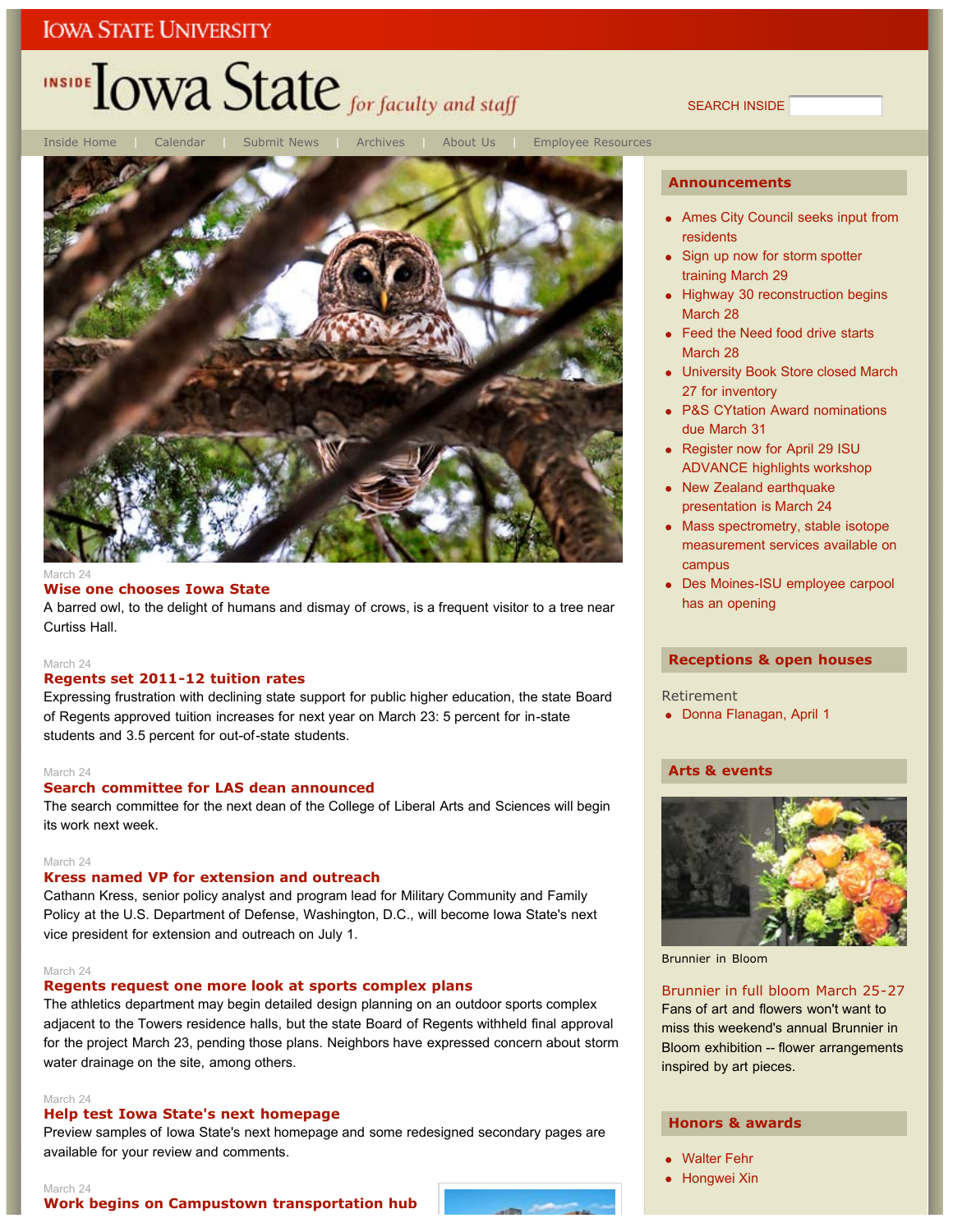IOWA STATE UNIVERSITY

# INSIDE Iowa State *for faculty and staff*

SEARCH INSIDE

Inside Home | Calendar | Submit News | Archives | About Us | Employee Resources

March 24

### Wise one chooses Iowa State

A barred owl, to the delight of humans and dismay of crows, is a frequent visitor to a tree near Curtiss Hall.

March 24

### Regents set 2011-12 tuition rates

Expressing frustration with declining state support for public higher education, the state Board of Regents approved tuition increases for next year on March 23: 5 percent for in-state students and 3.5 percent for out-of-state students.

March 24

### Search committee for LAS dean announced

The search committee for the next dean of the College of Liberal Arts and Sciences will begin its work next week.

March 24

### Kress named VP for extension and outreach

Cathann Kress, senior policy analyst and program lead for Military Community and Family Policy at the U.S. Department of Defense, Washington, D.C., will become Iowa State's next vice president for extension and outreach on July 1.

March 24

### Regents request one more look at sports complex plans

The athletics department may begin detailed design planning on an outdoor sports complex adjacent to the Towers residence halls, but the state Board of Regents withheld final approval for the project March 23, pending those plans. Neighbors have expressed concern about storm water drainage on the site, among others.

March 24

### Help test Iowa State's next homepage

Preview samples of Iowa State's next homepage and some redesigned secondary pages are available for your review and comments.

March 24

### Work begins on Campustown transportation hub

## Announcements

- Ames City Council seeks input from residents
- Sign up now for storm spotter training March 29
- Highway 30 reconstruction begins March 28
- Feed the Need food drive starts March 28
- University Book Store closed March 27 for inventory
- P&S CYtation Award nominations due March 31
- Register now for April 29 ISU ADVANCE highlights workshop
- New Zealand earthquake presentation is March 24
- Mass spectrometry, stable isotope measurement services available on campus
- Des Moines-ISU employee carpool has an opening

## Receptions & open houses

Retirement

- Donna Flanagan, April 1

## Arts & events

Brunnier in Bloom

### Brunnier in full bloom March 25-27

Fans of art and flowers won't want to miss this weekend's annual Brunnier in Bloom exhibition -- flower arrangements inspired by art pieces.

## Honors & awards

- Walter Fehr
- Hongwei Xin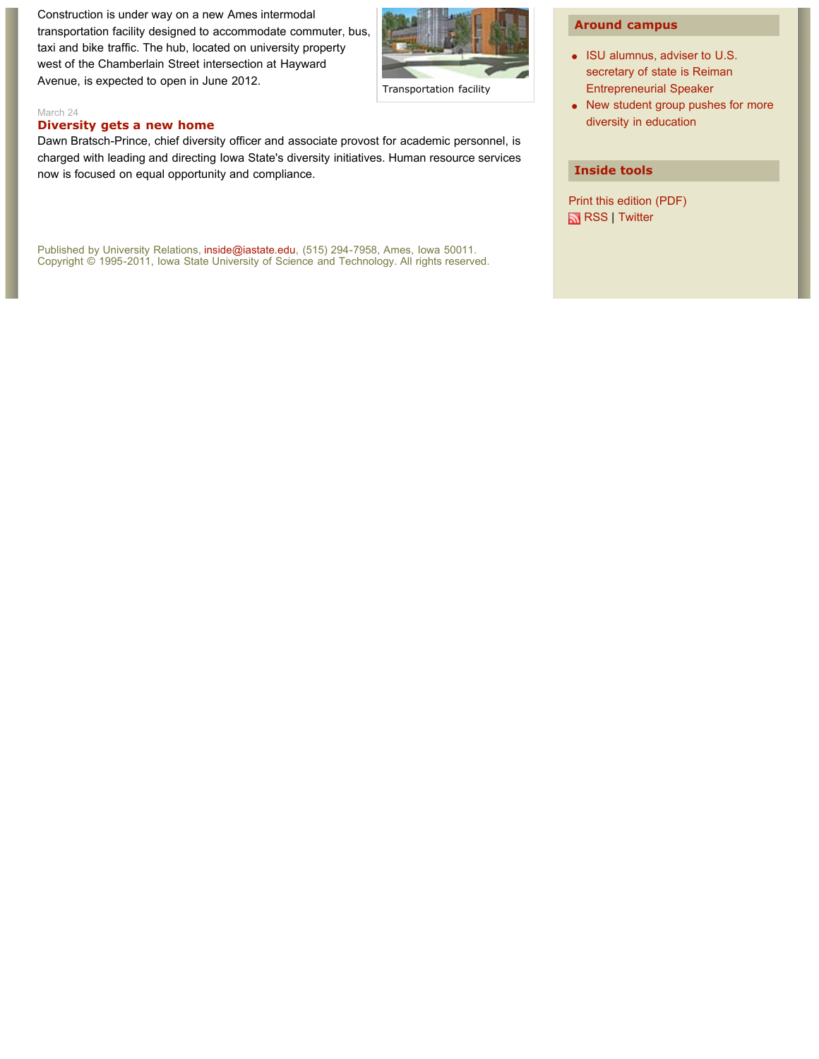Construction is under way on a new Ames intermodal transportation facility designed to accommodate commuter, bus, taxi and bike traffic. The hub, located on university property west of the Chamberlain Street intersection at Hayward Avenue, is expected to open in June 2012.

Transportation facility

March 24

**Diversity gets a new home**

Dawn Bratsch-Prince, chief diversity officer and associate provost for academic personnel, is charged with leading and directing Iowa State's diversity initiatives. Human resource services now is focused on equal opportunity and compliance.

Published by University Relations, inside@iastate.edu, (515) 294-7958, Ames, Iowa 50011.
Copyright © 1995-2011, Iowa State University of Science and Technology. All rights reserved.

## Around campus

- ISU alumnus, adviser to U.S. secretary of state is Reiman Entrepreneurial Speaker
- New student group pushes for more diversity in education

## Inside tools

Print this edition (PDF)

RSS | Twitter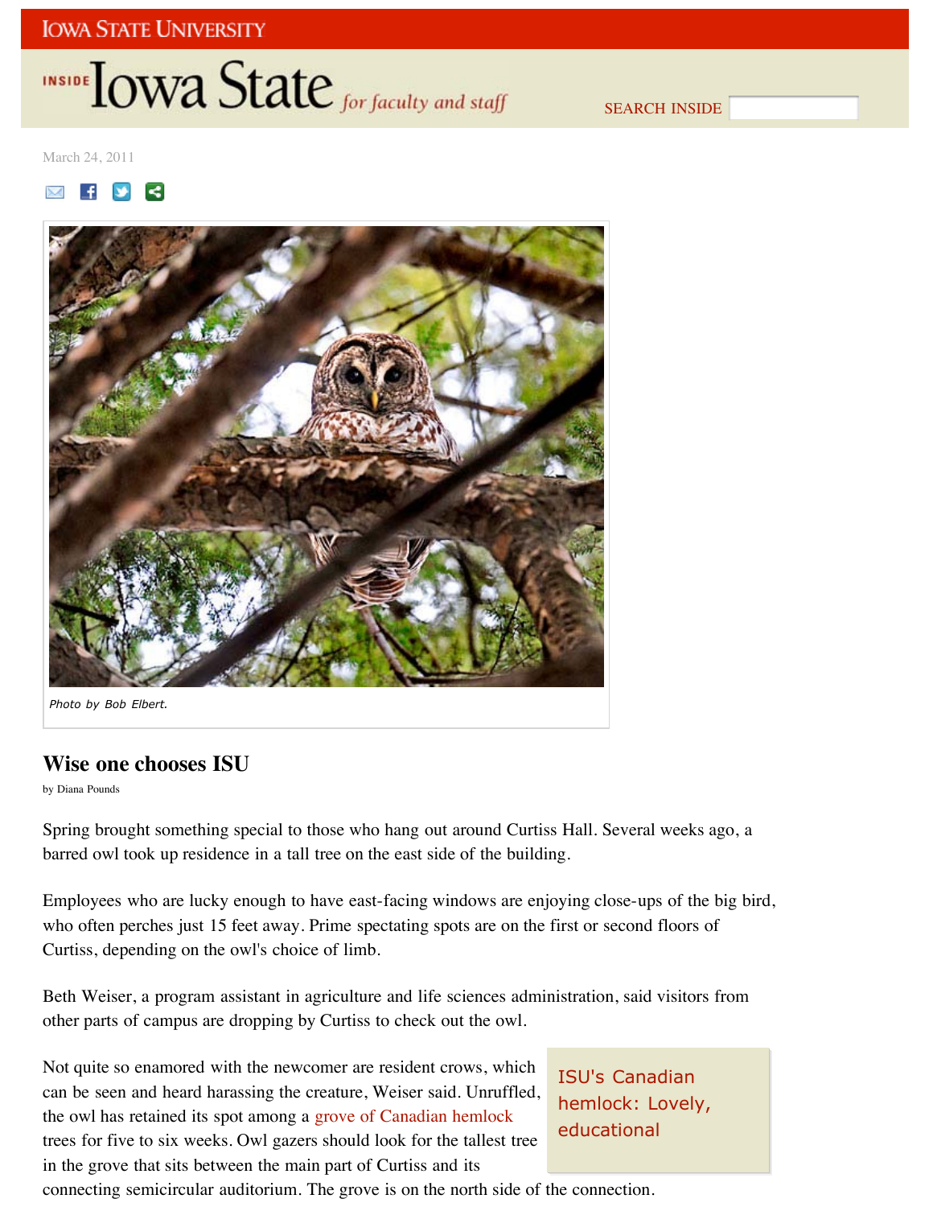IOWA STATE UNIVERSITY

INSIDE Iowa State *for faculty and staff*

SEARCH INSIDE

March 24, 2011

Photo by Bob Elbert.

## Wise one chooses ISU

by Diana Pounds

Spring brought something special to those who hang out around Curtiss Hall. Several weeks ago, a barred owl took up residence in a tall tree on the east side of the building.

Employees who are lucky enough to have east-facing windows are enjoying close-ups of the big bird, who often perches just 15 feet away. Prime spectating spots are on the first or second floors of Curtiss, depending on the owl's choice of limb.

Beth Weiser, a program assistant in agriculture and life sciences administration, said visitors from other parts of campus are dropping by Curtiss to check out the owl.

Not quite so enamored with the newcomer are resident crows, which can be seen and heard harassing the creature, Weiser said. Unruffled, the owl has retained its spot among a grove of Canadian hemlock trees for five to six weeks. Owl gazers should look for the tallest tree in the grove that sits between the main part of Curtiss and its connecting semicircular auditorium. The grove is on the north side of the connection.

ISU's Canadian hemlock: Lovely, educational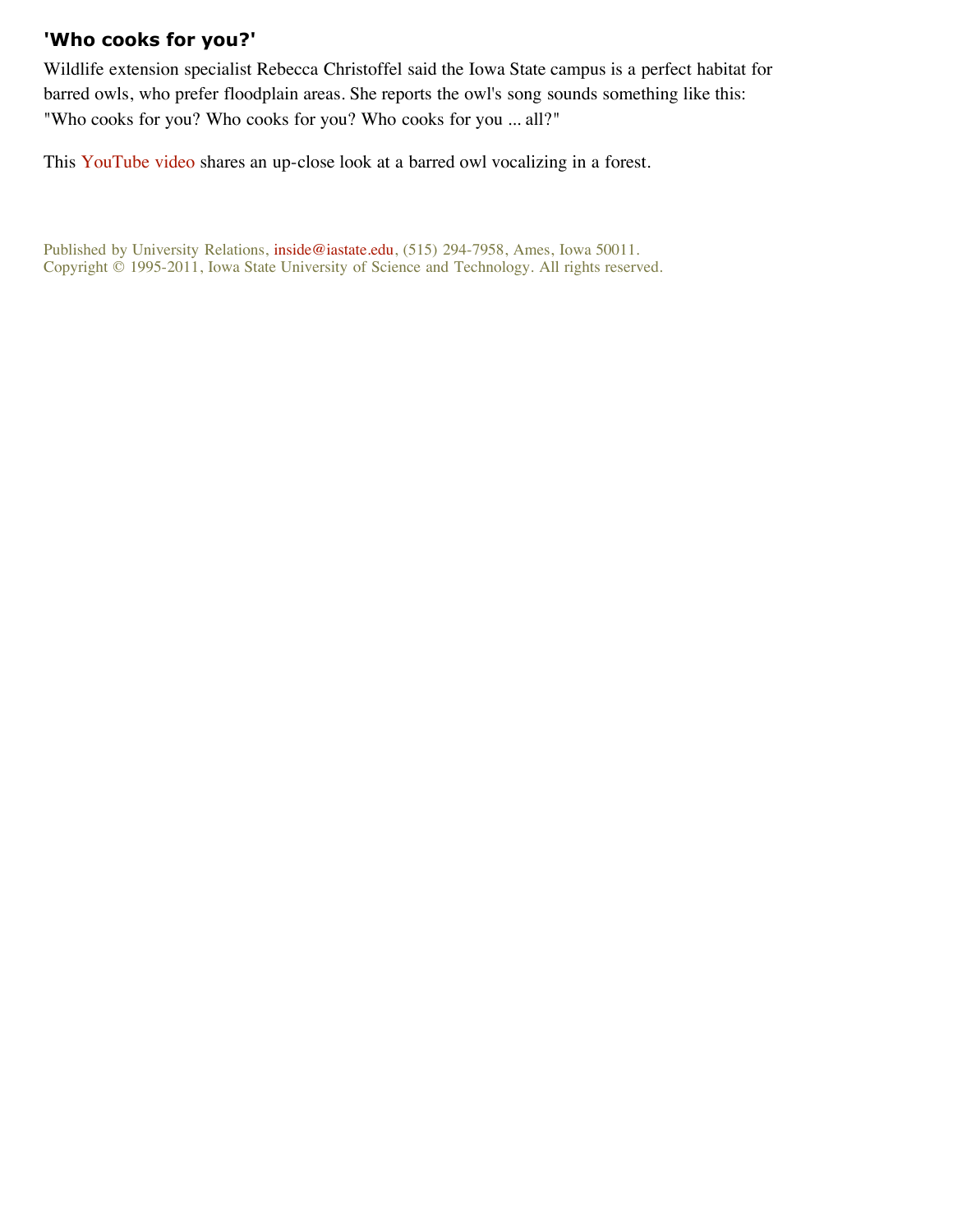## 'Who cooks for you?'

Wildlife extension specialist Rebecca Christoffel said the Iowa State campus is a perfect habitat for barred owls, who prefer floodplain areas. She reports the owl's song sounds something like this: "Who cooks for you? Who cooks for you? Who cooks for you ... all?"

This YouTube video shares an up-close look at a barred owl vocalizing in a forest.

Published by University Relations, inside@iastate.edu, (515) 294-7958, Ames, Iowa 50011.
Copyright © 1995-2011, Iowa State University of Science and Technology. All rights reserved.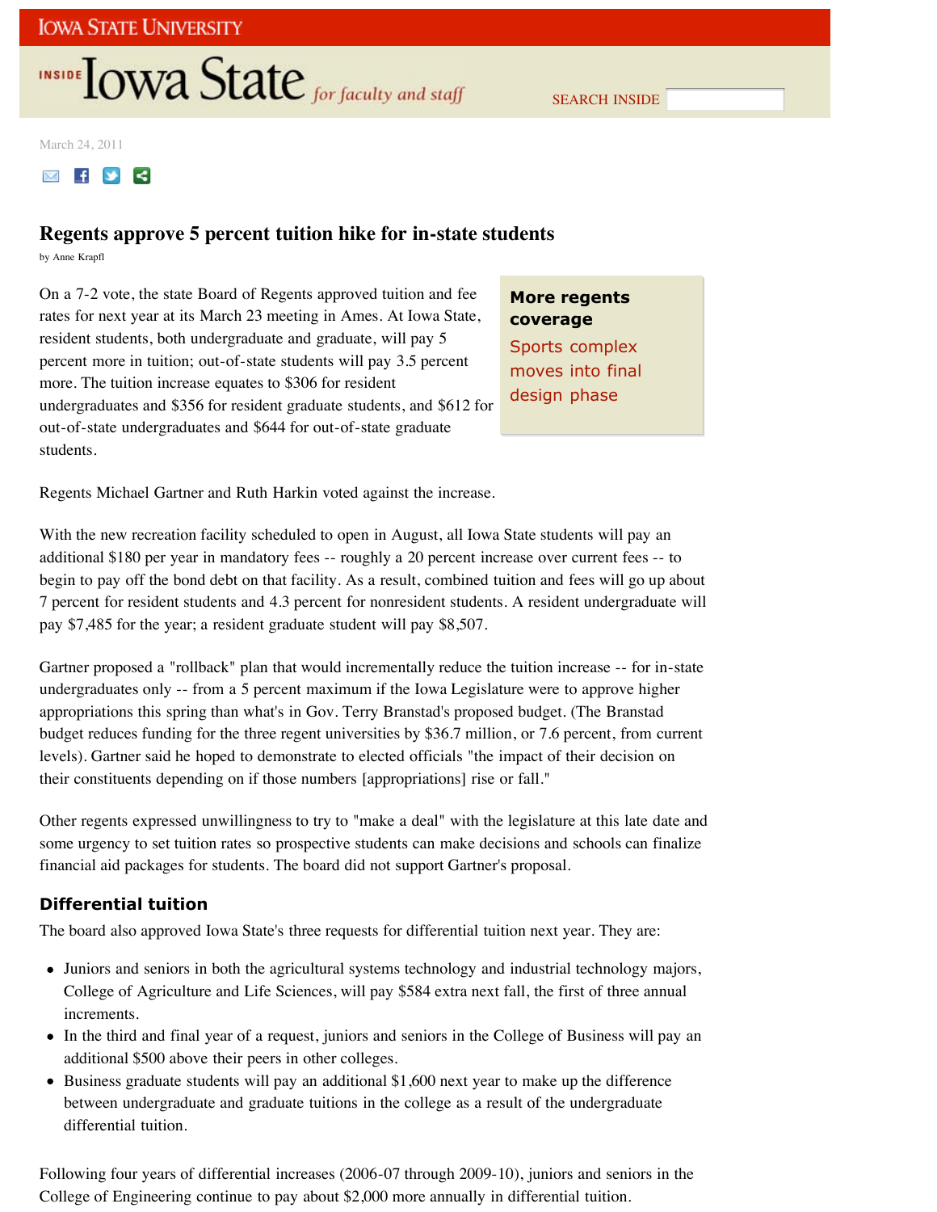March 24, 2011

# Regents approve 5 percent tuition hike for in-state students

by Anne Krapfl

On a 7-2 vote, the state Board of Regents approved tuition and fee rates for next year at its March 23 meeting in Ames. At Iowa State, resident students, both undergraduate and graduate, will pay 5 percent more in tuition; out-of-state students will pay 3.5 percent more. The tuition increase equates to $306 for resident undergraduates and $356 for resident graduate students, and $612 for out-of-state undergraduates and $644 for out-of-state graduate students.

**More regents coverage**

Sports complex moves into final design phase

Regents Michael Gartner and Ruth Harkin voted against the increase.

With the new recreation facility scheduled to open in August, all Iowa State students will pay an additional $180 per year in mandatory fees -- roughly a 20 percent increase over current fees -- to begin to pay off the bond debt on that facility. As a result, combined tuition and fees will go up about 7 percent for resident students and 4.3 percent for nonresident students. A resident undergraduate will pay $7,485 for the year; a resident graduate student will pay $8,507.

Gartner proposed a "rollback" plan that would incrementally reduce the tuition increase -- for in-state undergraduates only -- from a 5 percent maximum if the Iowa Legislature were to approve higher appropriations this spring than what's in Gov. Terry Branstad's proposed budget. (The Branstad budget reduces funding for the three regent universities by $36.7 million, or 7.6 percent, from current levels). Gartner said he hoped to demonstrate to elected officials "the impact of their decision on their constituents depending on if those numbers [appropriations] rise or fall."

Other regents expressed unwillingness to try to "make a deal" with the legislature at this late date and some urgency to set tuition rates so prospective students can make decisions and schools can finalize financial aid packages for students. The board did not support Gartner's proposal.

## Differential tuition

The board also approved Iowa State's three requests for differential tuition next year. They are:

- Juniors and seniors in both the agricultural systems technology and industrial technology majors, College of Agriculture and Life Sciences, will pay $584 extra next fall, the first of three annual increments.
- In the third and final year of a request, juniors and seniors in the College of Business will pay an additional $500 above their peers in other colleges.
- Business graduate students will pay an additional $1,600 next year to make up the difference between undergraduate and graduate tuitions in the college as a result of the undergraduate differential tuition.

Following four years of differential increases (2006-07 through 2009-10), juniors and seniors in the College of Engineering continue to pay about $2,000 more annually in differential tuition.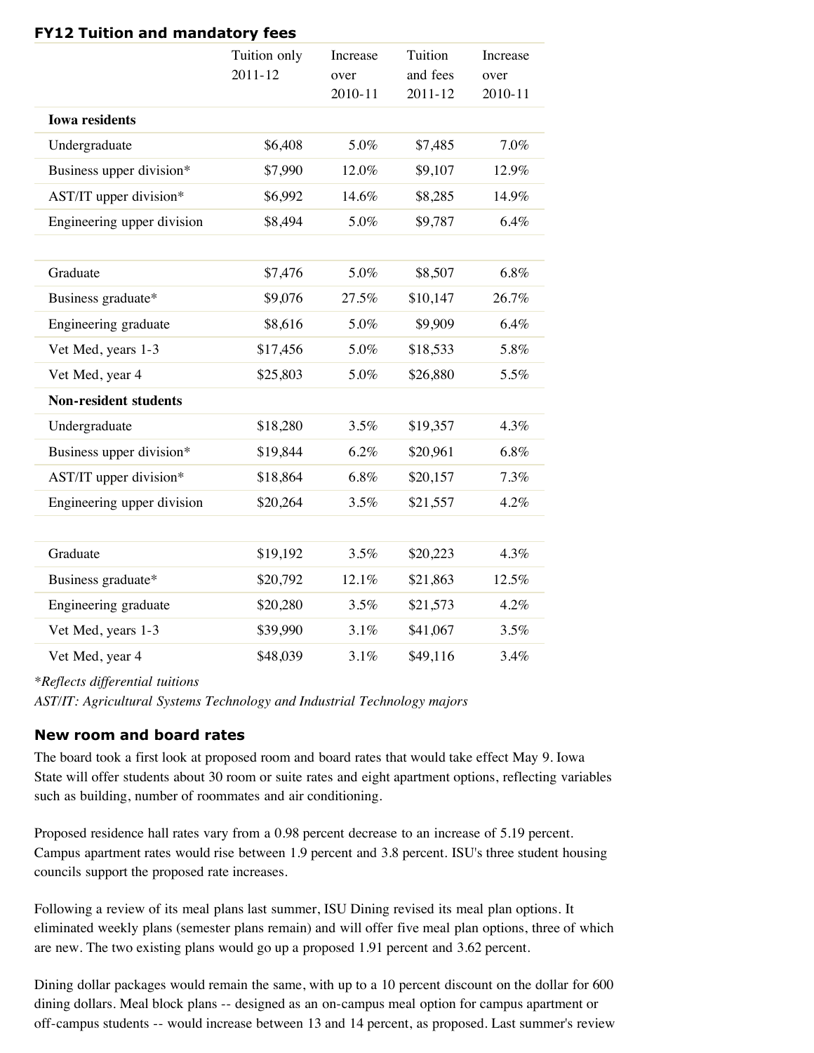### FY12 Tuition and mandatory fees

| | Tuition only 2011-12 | Increase over 2010-11 | Tuition and fees 2011-12 | Increase over 2010-11 |
|---|---|---|---|---|
| **Iowa residents** | | | | |
| Undergraduate | $6,408 | 5.0% | $7,485 | 7.0% |
| Business upper division* | $7,990 | 12.0% | $9,107 | 12.9% |
| AST/IT upper division* | $6,992 | 14.6% | $8,285 | 14.9% |
| Engineering upper division | $8,494 | 5.0% | $9,787 | 6.4% |
| | | | | |
| Graduate | $7,476 | 5.0% | $8,507 | 6.8% |
| Business graduate* | $9,076 | 27.5% | $10,147 | 26.7% |
| Engineering graduate | $8,616 | 5.0% | $9,909 | 6.4% |
| Vet Med, years 1-3 | $17,456 | 5.0% | $18,533 | 5.8% |
| Vet Med, year 4 | $25,803 | 5.0% | $26,880 | 5.5% |
| **Non-resident students** | | | | |
| Undergraduate | $18,280 | 3.5% | $19,357 | 4.3% |
| Business upper division* | $19,844 | 6.2% | $20,961 | 6.8% |
| AST/IT upper division* | $18,864 | 6.8% | $20,157 | 7.3% |
| Engineering upper division | $20,264 | 3.5% | $21,557 | 4.2% |
| | | | | |
| Graduate | $19,192 | 3.5% | $20,223 | 4.3% |
| Business graduate* | $20,792 | 12.1% | $21,863 | 12.5% |
| Engineering graduate | $20,280 | 3.5% | $21,573 | 4.2% |
| Vet Med, years 1-3 | $39,990 | 3.1% | $41,067 | 3.5% |
| Vet Med, year 4 | $48,039 | 3.1% | $49,116 | 3.4% |

*\*Reflects differential tuitions*

*AST/IT: Agricultural Systems Technology and Industrial Technology majors*

### New room and board rates

The board took a first look at proposed room and board rates that would take effect May 9. Iowa State will offer students about 30 room or suite rates and eight apartment options, reflecting variables such as building, number of roommates and air conditioning.

Proposed residence hall rates vary from a 0.98 percent decrease to an increase of 5.19 percent. Campus apartment rates would rise between 1.9 percent and 3.8 percent. ISU's three student housing councils support the proposed rate increases.

Following a review of its meal plans last summer, ISU Dining revised its meal plan options. It eliminated weekly plans (semester plans remain) and will offer five meal plan options, three of which are new. The two existing plans would go up a proposed 1.91 percent and 3.62 percent.

Dining dollar packages would remain the same, with up to a 10 percent discount on the dollar for 600 dining dollars. Meal block plans -- designed as an on-campus meal option for campus apartment or off-campus students -- would increase between 13 and 14 percent, as proposed. Last summer's review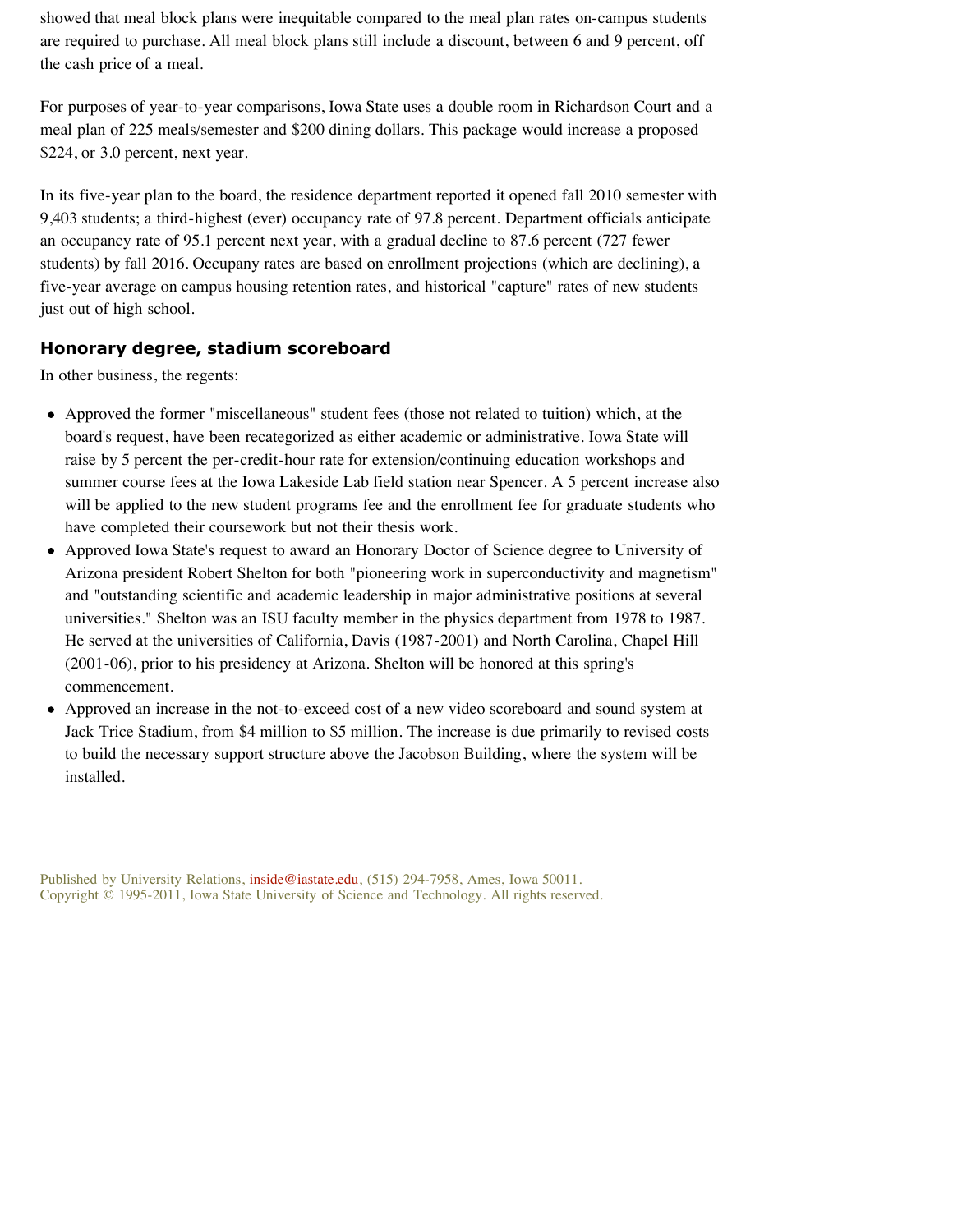showed that meal block plans were inequitable compared to the meal plan rates on-campus students are required to purchase. All meal block plans still include a discount, between 6 and 9 percent, off the cash price of a meal.

For purposes of year-to-year comparisons, Iowa State uses a double room in Richardson Court and a meal plan of 225 meals/semester and $200 dining dollars. This package would increase a proposed $224, or 3.0 percent, next year.

In its five-year plan to the board, the residence department reported it opened fall 2010 semester with 9,403 students; a third-highest (ever) occupancy rate of 97.8 percent. Department officials anticipate an occupancy rate of 95.1 percent next year, with a gradual decline to 87.6 percent (727 fewer students) by fall 2016. Occupany rates are based on enrollment projections (which are declining), a five-year average on campus housing retention rates, and historical "capture" rates of new students just out of high school.

## Honorary degree, stadium scoreboard

In other business, the regents:

- Approved the former "miscellaneous" student fees (those not related to tuition) which, at the board's request, have been recategorized as either academic or administrative. Iowa State will raise by 5 percent the per-credit-hour rate for extension/continuing education workshops and summer course fees at the Iowa Lakeside Lab field station near Spencer. A 5 percent increase also will be applied to the new student programs fee and the enrollment fee for graduate students who have completed their coursework but not their thesis work.
- Approved Iowa State's request to award an Honorary Doctor of Science degree to University of Arizona president Robert Shelton for both "pioneering work in superconductivity and magnetism" and "outstanding scientific and academic leadership in major administrative positions at several universities." Shelton was an ISU faculty member in the physics department from 1978 to 1987. He served at the universities of California, Davis (1987-2001) and North Carolina, Chapel Hill (2001-06), prior to his presidency at Arizona. Shelton will be honored at this spring's commencement.
- Approved an increase in the not-to-exceed cost of a new video scoreboard and sound system at Jack Trice Stadium, from $4 million to $5 million. The increase is due primarily to revised costs to build the necessary support structure above the Jacobson Building, where the system will be installed.

Published by University Relations, inside@iastate.edu, (515) 294-7958, Ames, Iowa 50011.
Copyright © 1995-2011, Iowa State University of Science and Technology. All rights reserved.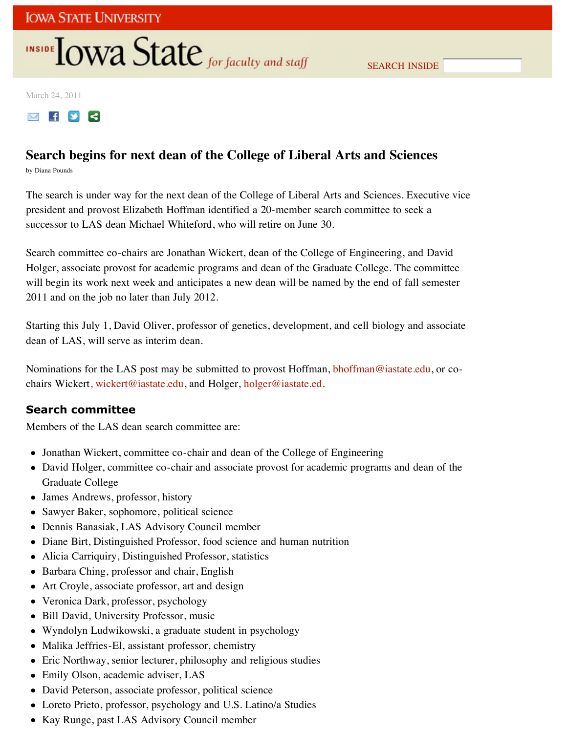IOWA STATE UNIVERSITY

INSIDE Iowa State *for faculty and staff*

SEARCH INSIDE

March 24, 2011

# Search begins for next dean of the College of Liberal Arts and Sciences

by Diana Pounds

The search is under way for the next dean of the College of Liberal Arts and Sciences. Executive vice president and provost Elizabeth Hoffman identified a 20-member search committee to seek a successor to LAS dean Michael Whiteford, who will retire on June 30.

Search committee co-chairs are Jonathan Wickert, dean of the College of Engineering, and David Holger, associate provost for academic programs and dean of the Graduate College. The committee will begin its work next week and anticipates a new dean will be named by the end of fall semester 2011 and on the job no later than July 2012.

Starting this July 1, David Oliver, professor of genetics, development, and cell biology and associate dean of LAS, will serve as interim dean.

Nominations for the LAS post may be submitted to provost Hoffman, bhoffman@iastate.edu, or co-chairs Wickert, wickert@iastate.edu, and Holger, holger@iastate.ed.

## Search committee

Members of the LAS dean search committee are:

- Jonathan Wickert, committee co-chair and dean of the College of Engineering
- David Holger, committee co-chair and associate provost for academic programs and dean of the Graduate College
- James Andrews, professor, history
- Sawyer Baker, sophomore, political science
- Dennis Banasiak, LAS Advisory Council member
- Diane Birt, Distinguished Professor, food science and human nutrition
- Alicia Carriquiry, Distinguished Professor, statistics
- Barbara Ching, professor and chair, English
- Art Croyle, associate professor, art and design
- Veronica Dark, professor, psychology
- Bill David, University Professor, music
- Wyndolyn Ludwikowski, a graduate student in psychology
- Malika Jeffries-El, assistant professor, chemistry
- Eric Northway, senior lecturer, philosophy and religious studies
- Emily Olson, academic adviser, LAS
- David Peterson, associate professor, political science
- Loreto Prieto, professor, psychology and U.S. Latino/a Studies
- Kay Runge, past LAS Advisory Council member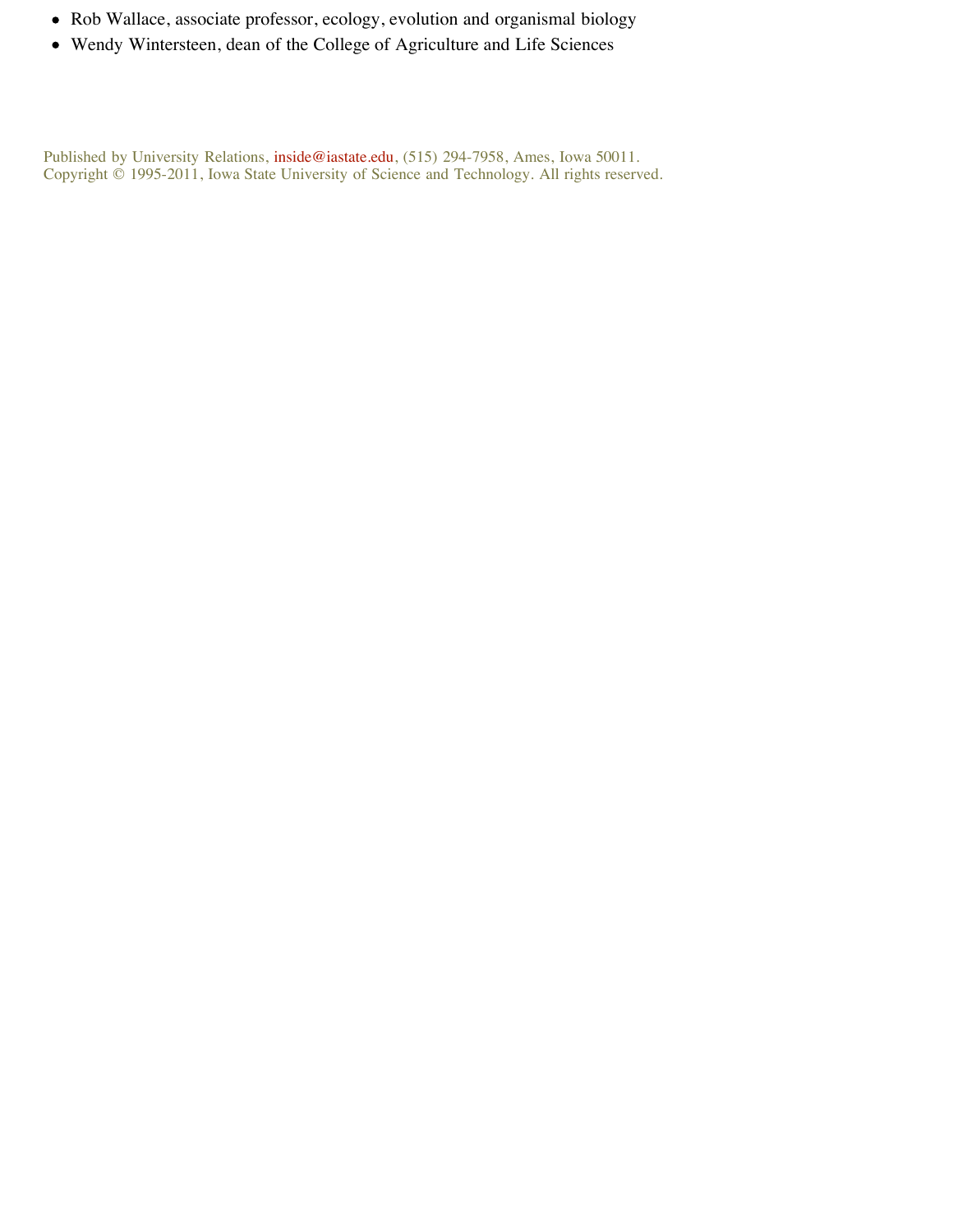- Rob Wallace, associate professor, ecology, evolution and organismal biology
- Wendy Wintersteen, dean of the College of Agriculture and Life Sciences

Published by University Relations, inside@iastate.edu, (515) 294-7958, Ames, Iowa 50011.
Copyright © 1995-2011, Iowa State University of Science and Technology. All rights reserved.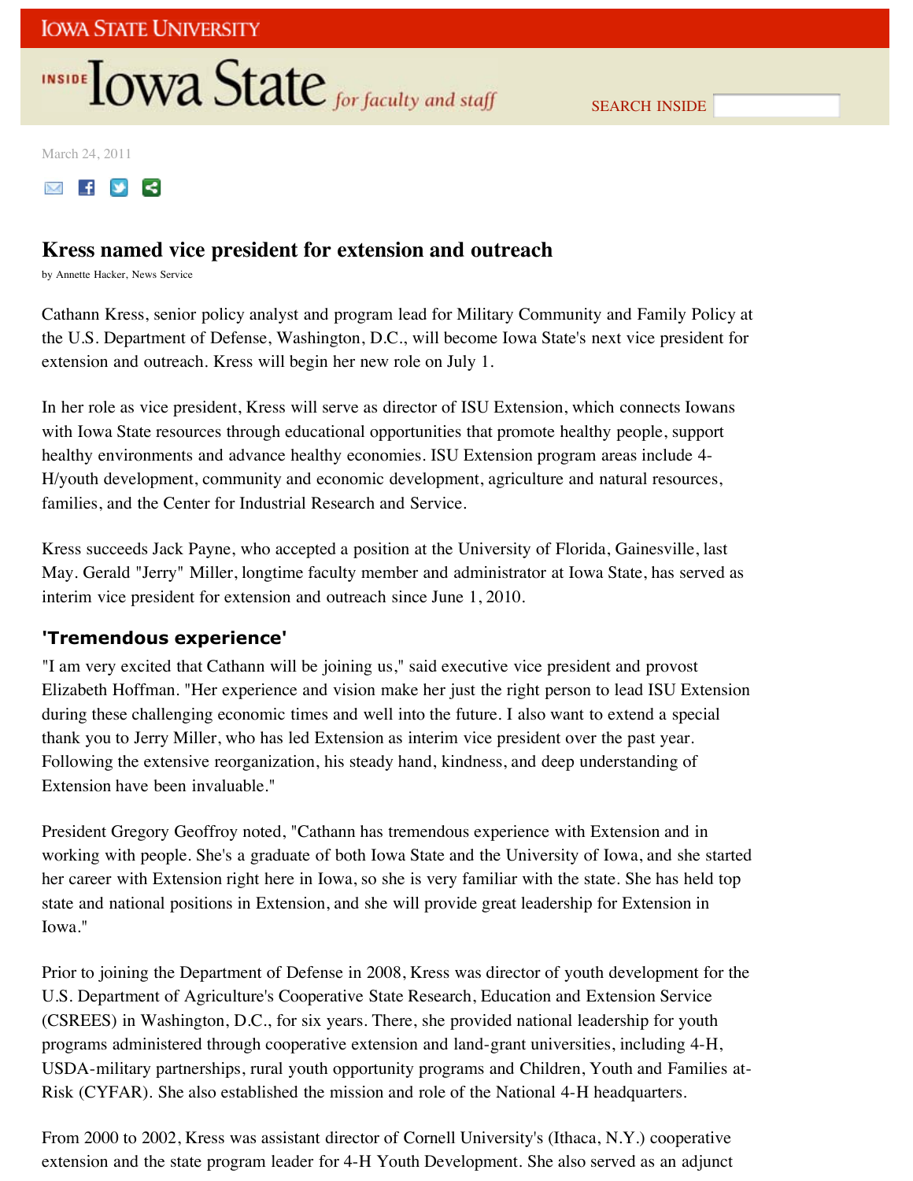March 24, 2011

## Kress named vice president for extension and outreach

by Annette Hacker, News Service

Cathann Kress, senior policy analyst and program lead for Military Community and Family Policy at the U.S. Department of Defense, Washington, D.C., will become Iowa State's next vice president for extension and outreach. Kress will begin her new role on July 1.

In her role as vice president, Kress will serve as director of ISU Extension, which connects Iowans with Iowa State resources through educational opportunities that promote healthy people, support healthy environments and advance healthy economies. ISU Extension program areas include 4-H/youth development, community and economic development, agriculture and natural resources, families, and the Center for Industrial Research and Service.

Kress succeeds Jack Payne, who accepted a position at the University of Florida, Gainesville, last May. Gerald "Jerry" Miller, longtime faculty member and administrator at Iowa State, has served as interim vice president for extension and outreach since June 1, 2010.

### 'Tremendous experience'

"I am very excited that Cathann will be joining us," said executive vice president and provost Elizabeth Hoffman. "Her experience and vision make her just the right person to lead ISU Extension during these challenging economic times and well into the future. I also want to extend a special thank you to Jerry Miller, who has led Extension as interim vice president over the past year. Following the extensive reorganization, his steady hand, kindness, and deep understanding of Extension have been invaluable."

President Gregory Geoffroy noted, "Cathann has tremendous experience with Extension and in working with people. She's a graduate of both Iowa State and the University of Iowa, and she started her career with Extension right here in Iowa, so she is very familiar with the state. She has held top state and national positions in Extension, and she will provide great leadership for Extension in Iowa."

Prior to joining the Department of Defense in 2008, Kress was director of youth development for the U.S. Department of Agriculture's Cooperative State Research, Education and Extension Service (CSREES) in Washington, D.C., for six years. There, she provided national leadership for youth programs administered through cooperative extension and land-grant universities, including 4-H, USDA-military partnerships, rural youth opportunity programs and Children, Youth and Families at-Risk (CYFAR). She also established the mission and role of the National 4-H headquarters.

From 2000 to 2002, Kress was assistant director of Cornell University's (Ithaca, N.Y.) cooperative extension and the state program leader for 4-H Youth Development. She also served as an adjunct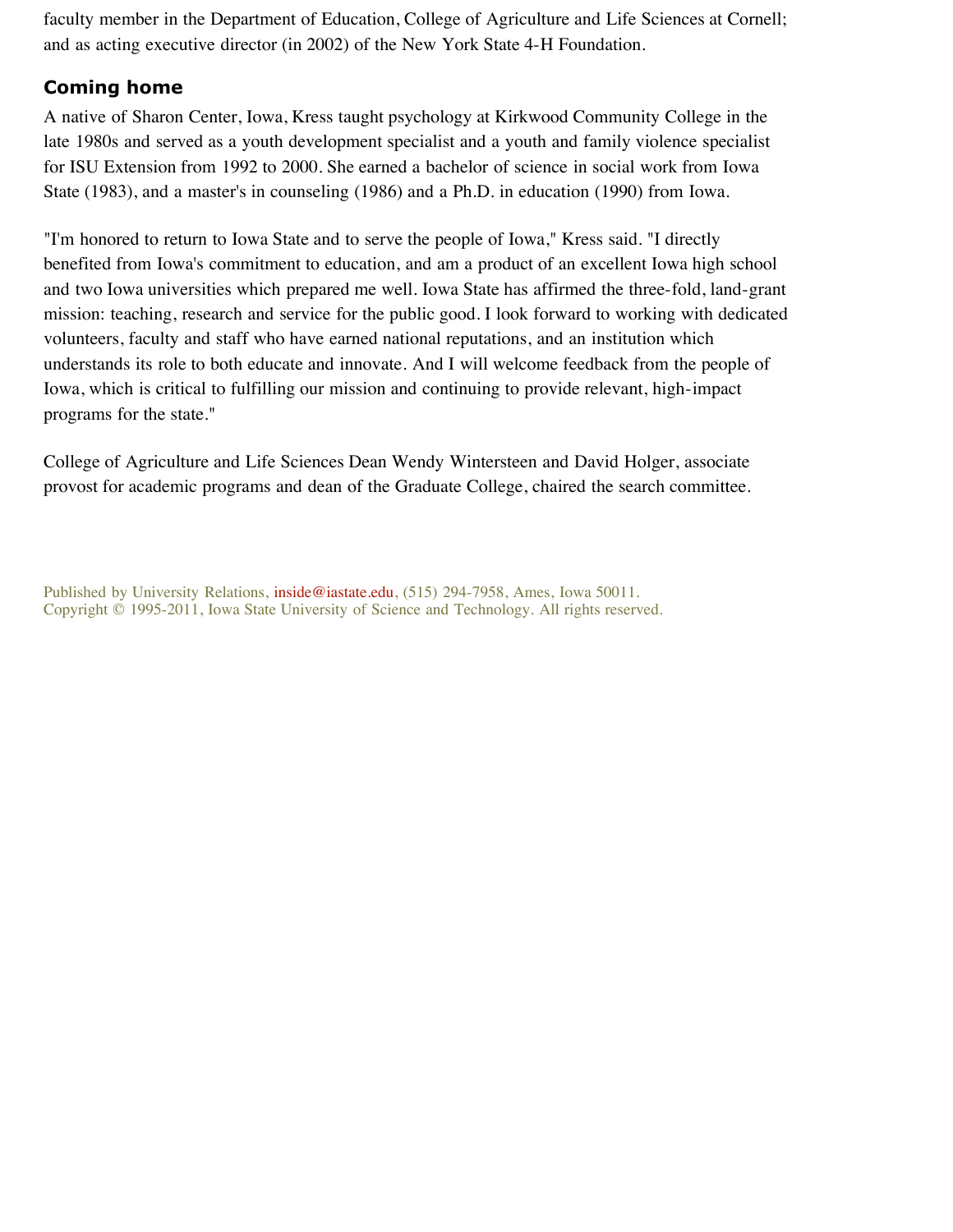faculty member in the Department of Education, College of Agriculture and Life Sciences at Cornell; and as acting executive director (in 2002) of the New York State 4-H Foundation.

## Coming home

A native of Sharon Center, Iowa, Kress taught psychology at Kirkwood Community College in the late 1980s and served as a youth development specialist and a youth and family violence specialist for ISU Extension from 1992 to 2000. She earned a bachelor of science in social work from Iowa State (1983), and a master's in counseling (1986) and a Ph.D. in education (1990) from Iowa.

"I'm honored to return to Iowa State and to serve the people of Iowa," Kress said. "I directly benefited from Iowa's commitment to education, and am a product of an excellent Iowa high school and two Iowa universities which prepared me well. Iowa State has affirmed the three-fold, land-grant mission: teaching, research and service for the public good. I look forward to working with dedicated volunteers, faculty and staff who have earned national reputations, and an institution which understands its role to both educate and innovate. And I will welcome feedback from the people of Iowa, which is critical to fulfilling our mission and continuing to provide relevant, high-impact programs for the state."

College of Agriculture and Life Sciences Dean Wendy Wintersteen and David Holger, associate provost for academic programs and dean of the Graduate College, chaired the search committee.

Published by University Relations, inside@iastate.edu, (515) 294-7958, Ames, Iowa 50011.
Copyright © 1995-2011, Iowa State University of Science and Technology. All rights reserved.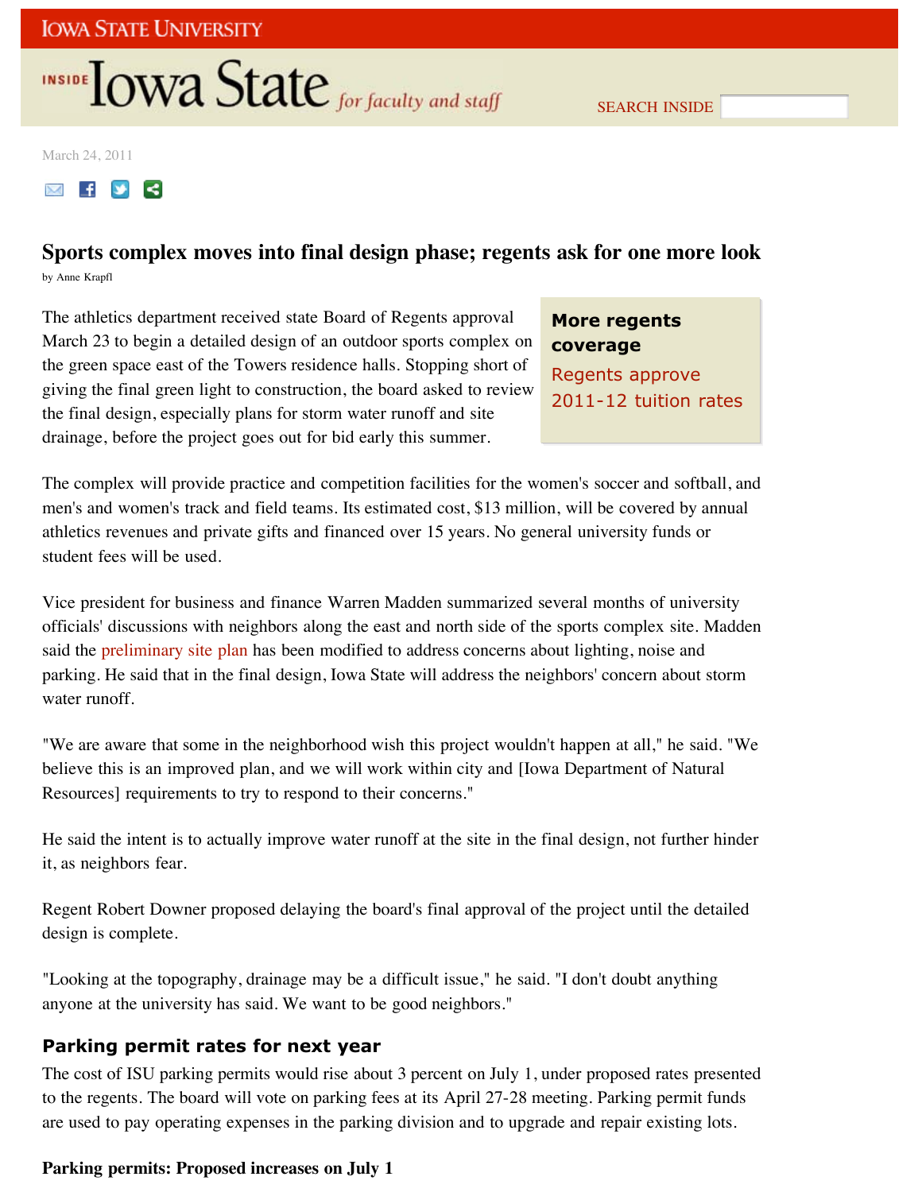March 24, 2011

# Sports complex moves into final design phase; regents ask for one more look

by Anne Krapfl

The athletics department received state Board of Regents approval March 23 to begin a detailed design of an outdoor sports complex on the green space east of the Towers residence halls. Stopping short of giving the final green light to construction, the board asked to review the final design, especially plans for storm water runoff and site drainage, before the project goes out for bid early this summer.

**More regents coverage**

Regents approve 2011-12 tuition rates

The complex will provide practice and competition facilities for the women's soccer and softball, and men's and women's track and field teams. Its estimated cost, $13 million, will be covered by annual athletics revenues and private gifts and financed over 15 years. No general university funds or student fees will be used.

Vice president for business and finance Warren Madden summarized several months of university officials' discussions with neighbors along the east and north side of the sports complex site. Madden said the preliminary site plan has been modified to address concerns about lighting, noise and parking. He said that in the final design, Iowa State will address the neighbors' concern about storm water runoff.

"We are aware that some in the neighborhood wish this project wouldn't happen at all," he said. "We believe this is an improved plan, and we will work within city and [Iowa Department of Natural Resources] requirements to try to respond to their concerns."

He said the intent is to actually improve water runoff at the site in the final design, not further hinder it, as neighbors fear.

Regent Robert Downer proposed delaying the board's final approval of the project until the detailed design is complete.

"Looking at the topography, drainage may be a difficult issue," he said. "I don't doubt anything anyone at the university has said. We want to be good neighbors."

## Parking permit rates for next year

The cost of ISU parking permits would rise about 3 percent on July 1, under proposed rates presented to the regents. The board will vote on parking fees at its April 27-28 meeting. Parking permit funds are used to pay operating expenses in the parking division and to upgrade and repair existing lots.

**Parking permits: Proposed increases on July 1**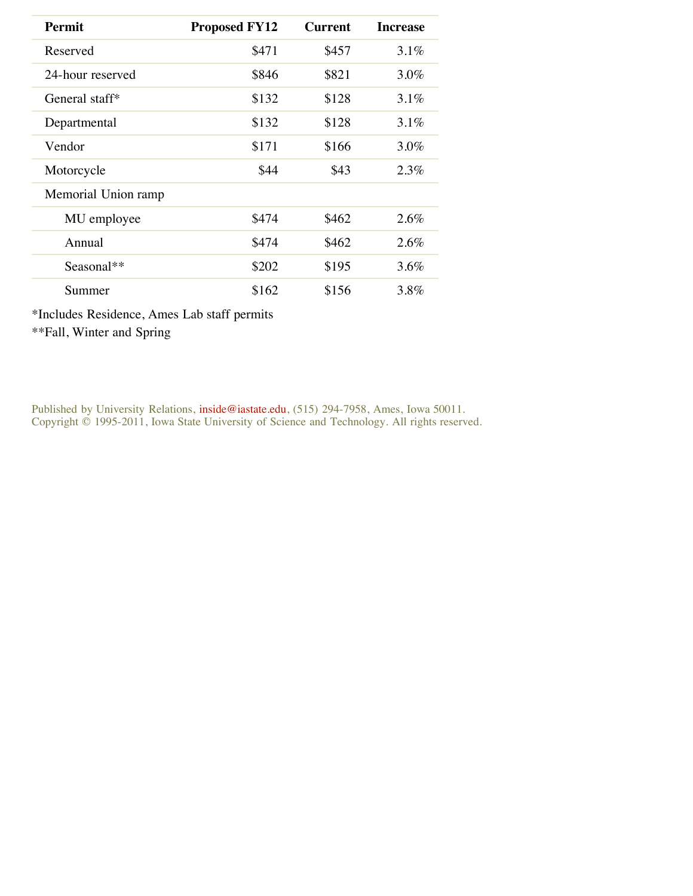| Permit | Proposed FY12 | Current | Increase |
|---|---|---|---|
| Reserved | $471 | $457 | 3.1% |
| 24-hour reserved | $846 | $821 | 3.0% |
| General staff* | $132 | $128 | 3.1% |
| Departmental | $132 | $128 | 3.1% |
| Vendor | $171 | $166 | 3.0% |
| Motorcycle | $44 | $43 | 2.3% |
| Memorial Union ramp | | | |
| MU employee | $474 | $462 | 2.6% |
| Annual | $474 | $462 | 2.6% |
| Seasonal** | $202 | $195 | 3.6% |
| Summer | $162 | $156 | 3.8% |

*Includes Residence, Ames Lab staff permits

**Fall, Winter and Spring

Published by University Relations, inside@iastate.edu, (515) 294-7958, Ames, Iowa 50011.
Copyright © 1995-2011, Iowa State University of Science and Technology. All rights reserved.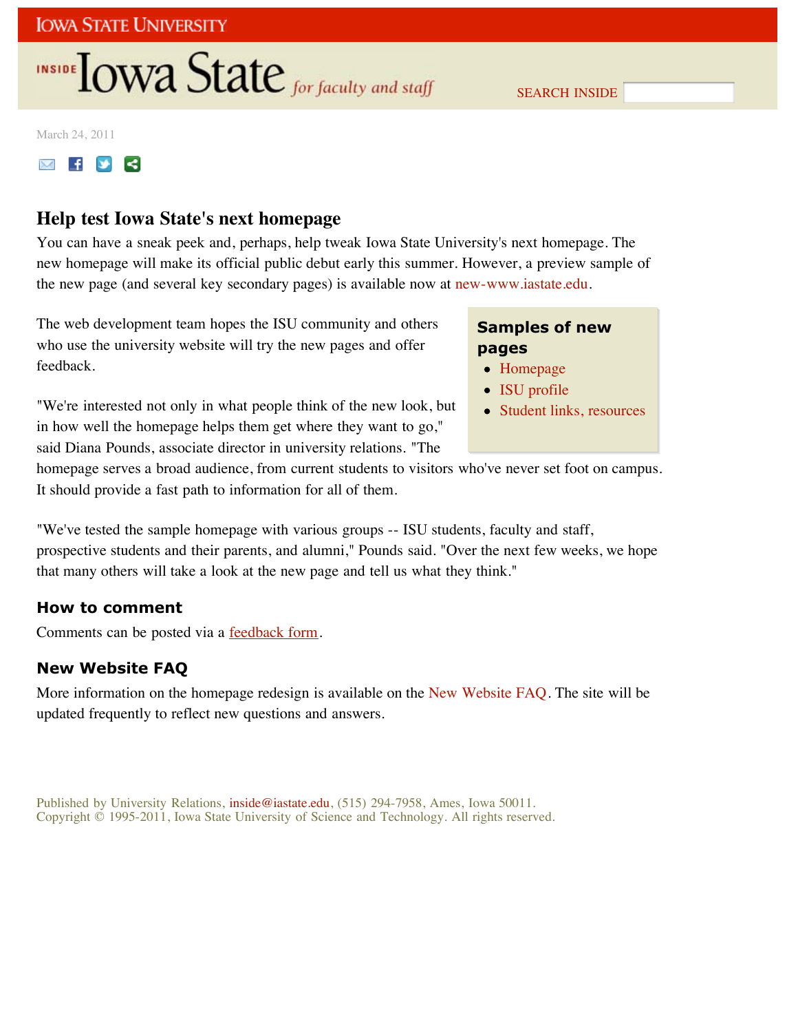Iowa State University

INSIDE Iowa State *for faculty and staff*

SEARCH INSIDE

March 24, 2011

# Help test Iowa State's next homepage

You can have a sneak peek and, perhaps, help tweak Iowa State University's next homepage. The new homepage will make its official public debut early this summer. However, a preview sample of the new page (and several key secondary pages) is available now at new-www.iastate.edu.

The web development team hopes the ISU community and others who use the university website will try the new pages and offer feedback.

"We're interested not only in what people think of the new look, but in how well the homepage helps them get where they want to go," said Diana Pounds, associate director in university relations. "The homepage serves a broad audience, from current students to visitors who've never set foot on campus. It should provide a fast path to information for all of them.

"We've tested the sample homepage with various groups -- ISU students, faculty and staff, prospective students and their parents, and alumni," Pounds said. "Over the next few weeks, we hope that many others will take a look at the new page and tell us what they think."

### Samples of new pages

- Homepage
- ISU profile
- Student links, resources

## How to comment

Comments can be posted via a feedback form.

## New Website FAQ

More information on the homepage redesign is available on the New Website FAQ. The site will be updated frequently to reflect new questions and answers.

Published by University Relations, inside@iastate.edu, (515) 294-7958, Ames, Iowa 50011.
Copyright © 1995-2011, Iowa State University of Science and Technology. All rights reserved.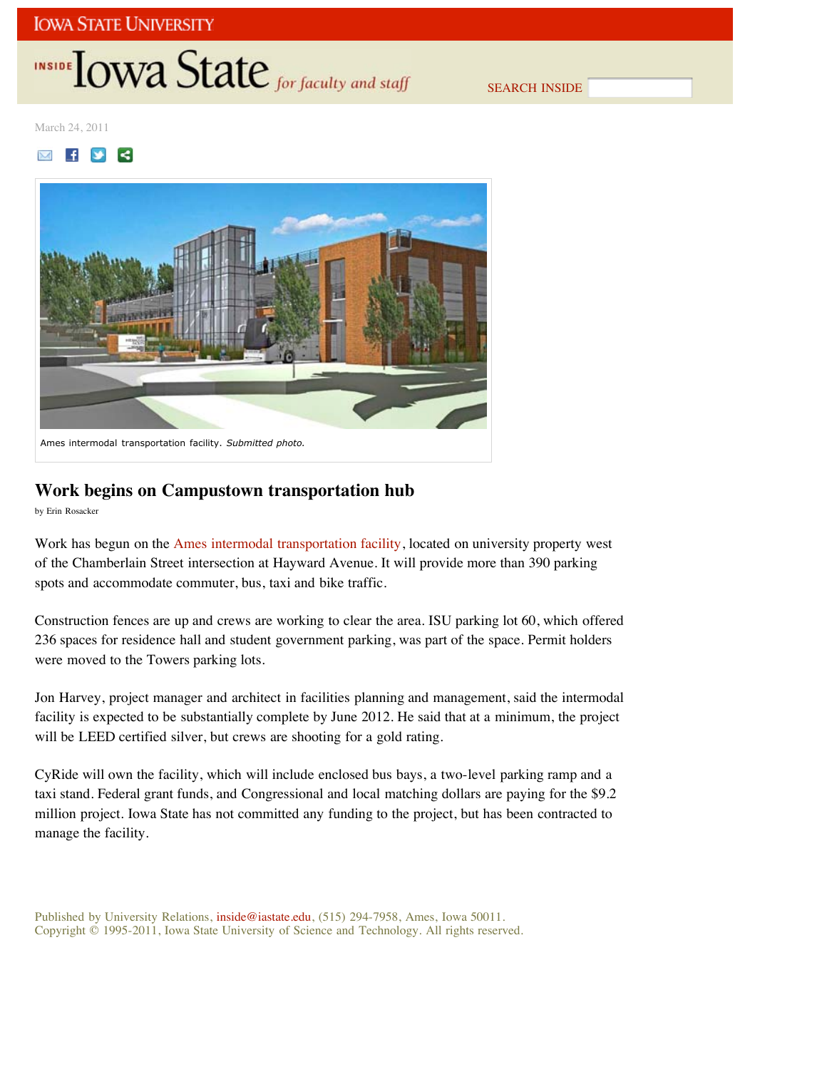March 24, 2011

Ames intermodal transportation facility. *Submitted photo.*

## Work begins on Campustown transportation hub

by Erin Rosacker

Work has begun on the Ames intermodal transportation facility, located on university property west of the Chamberlain Street intersection at Hayward Avenue. It will provide more than 390 parking spots and accommodate commuter, bus, taxi and bike traffic.

Construction fences are up and crews are working to clear the area. ISU parking lot 60, which offered 236 spaces for residence hall and student government parking, was part of the space. Permit holders were moved to the Towers parking lots.

Jon Harvey, project manager and architect in facilities planning and management, said the intermodal facility is expected to be substantially complete by June 2012. He said that at a minimum, the project will be LEED certified silver, but crews are shooting for a gold rating.

CyRide will own the facility, which will include enclosed bus bays, a two-level parking ramp and a taxi stand. Federal grant funds, and Congressional and local matching dollars are paying for the $9.2 million project. Iowa State has not committed any funding to the project, but has been contracted to manage the facility.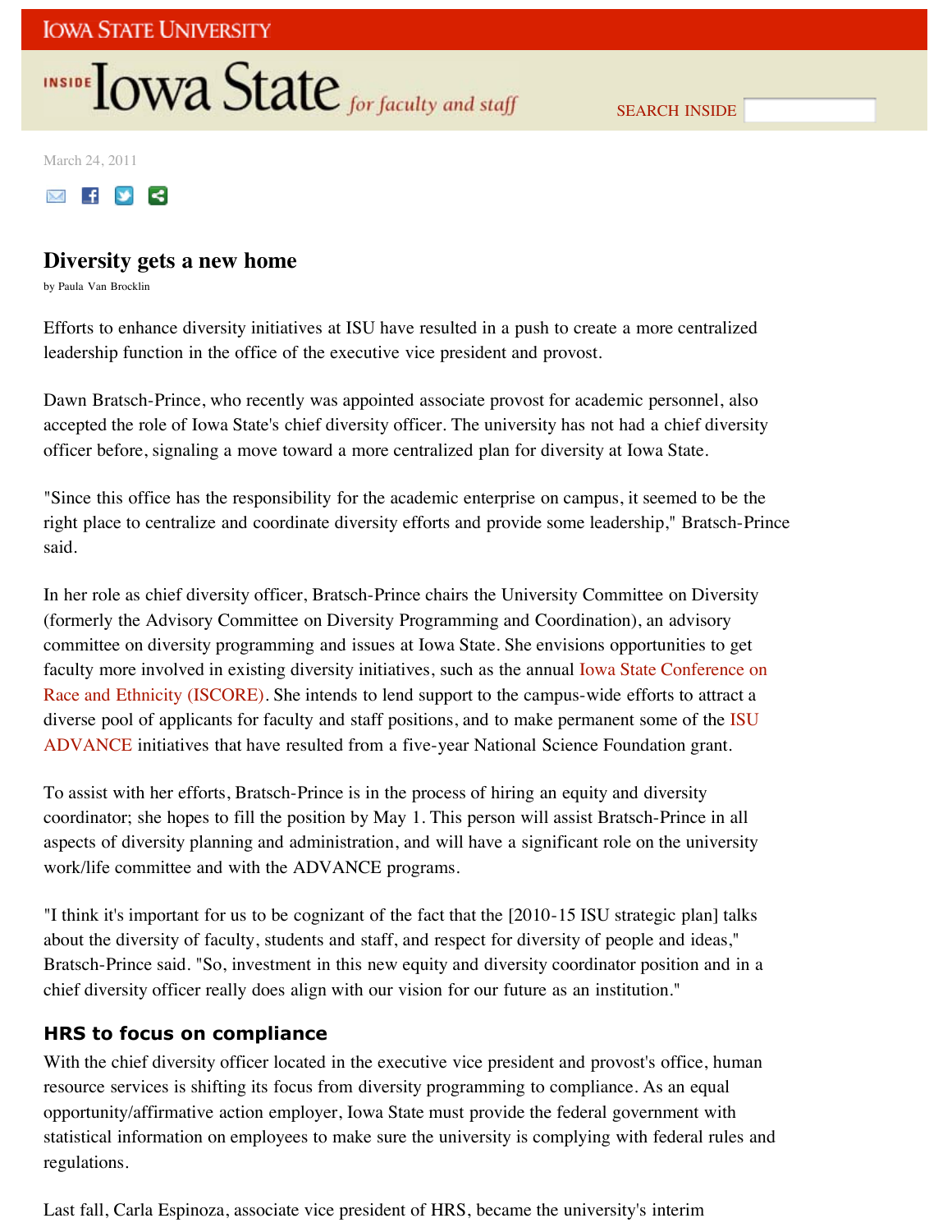March 24, 2011

# Diversity gets a new home

by Paula Van Brocklin

Efforts to enhance diversity initiatives at ISU have resulted in a push to create a more centralized leadership function in the office of the executive vice president and provost.

Dawn Bratsch-Prince, who recently was appointed associate provost for academic personnel, also accepted the role of Iowa State's chief diversity officer. The university has not had a chief diversity officer before, signaling a move toward a more centralized plan for diversity at Iowa State.

"Since this office has the responsibility for the academic enterprise on campus, it seemed to be the right place to centralize and coordinate diversity efforts and provide some leadership," Bratsch-Prince said.

In her role as chief diversity officer, Bratsch-Prince chairs the University Committee on Diversity (formerly the Advisory Committee on Diversity Programming and Coordination), an advisory committee on diversity programming and issues at Iowa State. She envisions opportunities to get faculty more involved in existing diversity initiatives, such as the annual Iowa State Conference on Race and Ethnicity (ISCORE). She intends to lend support to the campus-wide efforts to attract a diverse pool of applicants for faculty and staff positions, and to make permanent some of the ISU ADVANCE initiatives that have resulted from a five-year National Science Foundation grant.

To assist with her efforts, Bratsch-Prince is in the process of hiring an equity and diversity coordinator; she hopes to fill the position by May 1. This person will assist Bratsch-Prince in all aspects of diversity planning and administration, and will have a significant role on the university work/life committee and with the ADVANCE programs.

"I think it's important for us to be cognizant of the fact that the [2010-15 ISU strategic plan] talks about the diversity of faculty, students and staff, and respect for diversity of people and ideas," Bratsch-Prince said. "So, investment in this new equity and diversity coordinator position and in a chief diversity officer really does align with our vision for our future as an institution."

## HRS to focus on compliance

With the chief diversity officer located in the executive vice president and provost's office, human resource services is shifting its focus from diversity programming to compliance. As an equal opportunity/affirmative action employer, Iowa State must provide the federal government with statistical information on employees to make sure the university is complying with federal rules and regulations.

Last fall, Carla Espinoza, associate vice president of HRS, became the university's interim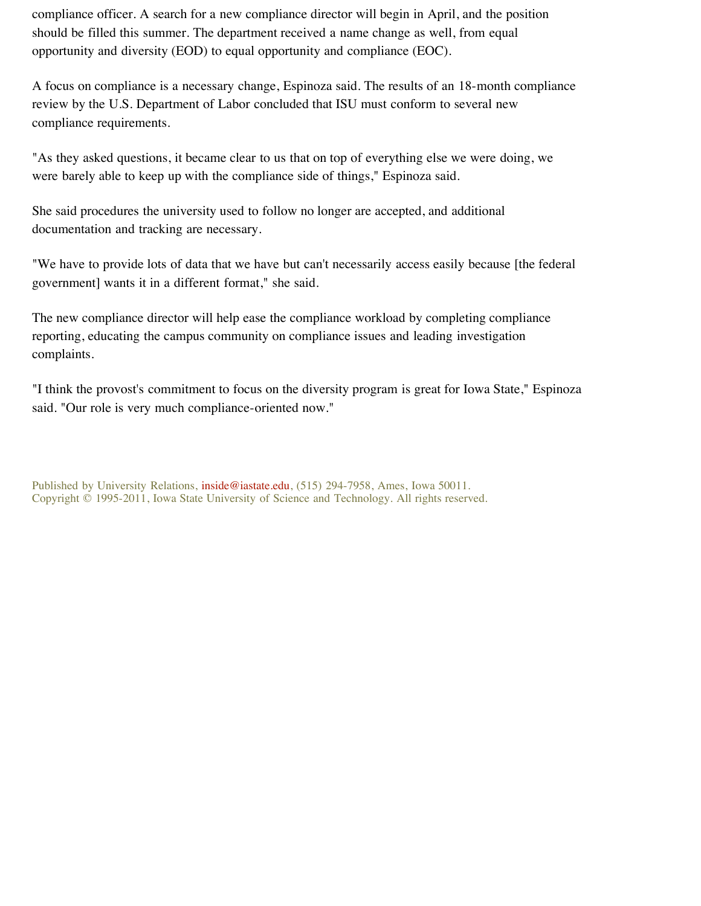compliance officer. A search for a new compliance director will begin in April, and the position should be filled this summer. The department received a name change as well, from equal opportunity and diversity (EOD) to equal opportunity and compliance (EOC).

A focus on compliance is a necessary change, Espinoza said. The results of an 18-month compliance review by the U.S. Department of Labor concluded that ISU must conform to several new compliance requirements.

"As they asked questions, it became clear to us that on top of everything else we were doing, we were barely able to keep up with the compliance side of things," Espinoza said.

She said procedures the university used to follow no longer are accepted, and additional documentation and tracking are necessary.

"We have to provide lots of data that we have but can't necessarily access easily because [the federal government] wants it in a different format," she said.

The new compliance director will help ease the compliance workload by completing compliance reporting, educating the campus community on compliance issues and leading investigation complaints.

"I think the provost's commitment to focus on the diversity program is great for Iowa State," Espinoza said. "Our role is very much compliance-oriented now."

Published by University Relations, inside@iastate.edu, (515) 294-7958, Ames, Iowa 50011.
Copyright © 1995-2011, Iowa State University of Science and Technology. All rights reserved.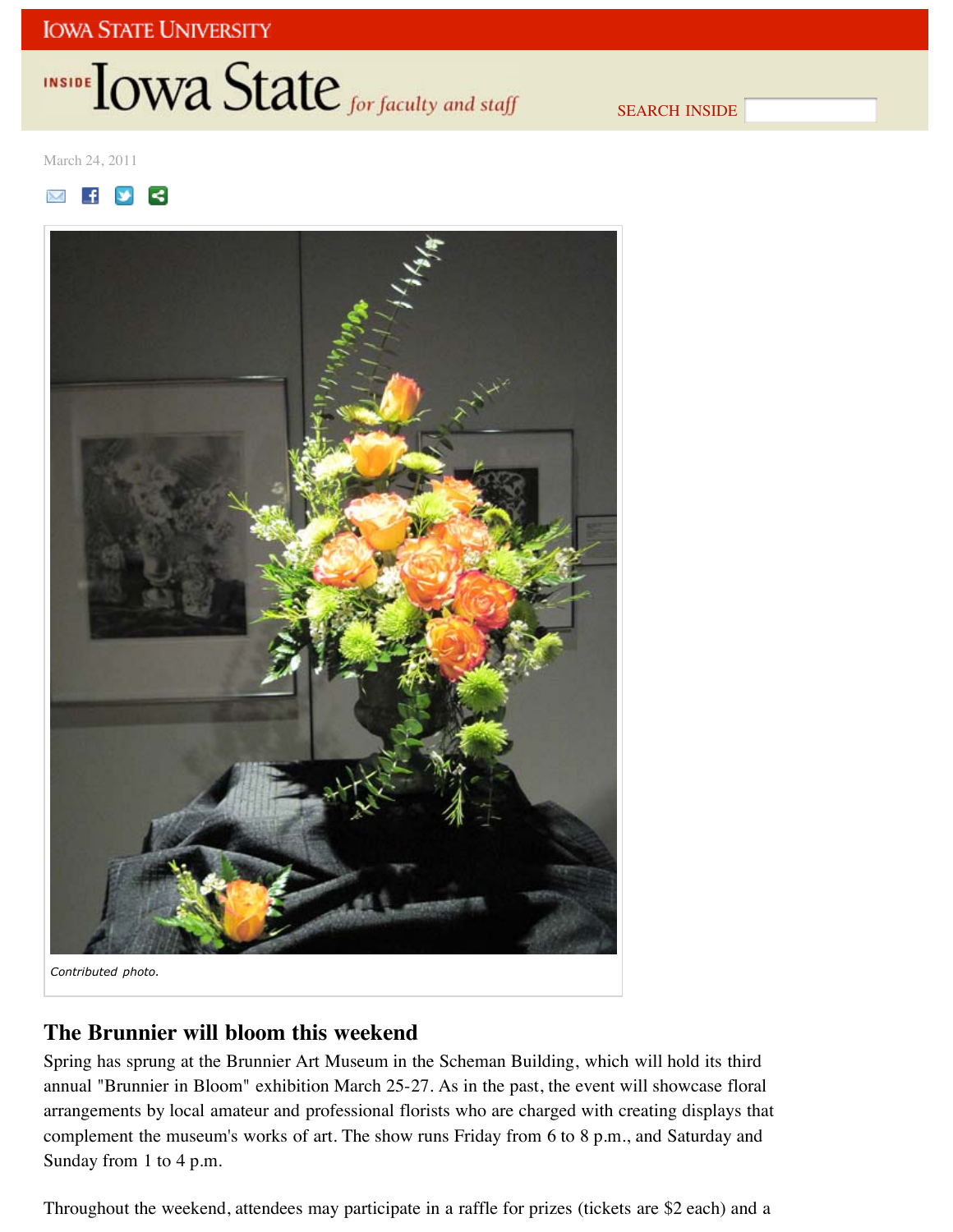March 24, 2011

Contributed photo.

## The Brunnier will bloom this weekend

Spring has sprung at the Brunnier Art Museum in the Scheman Building, which will hold its third annual "Brunnier in Bloom" exhibition March 25-27. As in the past, the event will showcase floral arrangements by local amateur and professional florists who are charged with creating displays that complement the museum's works of art. The show runs Friday from 6 to 8 p.m., and Saturday and Sunday from 1 to 4 p.m.

Throughout the weekend, attendees may participate in a raffle for prizes (tickets are $2 each) and a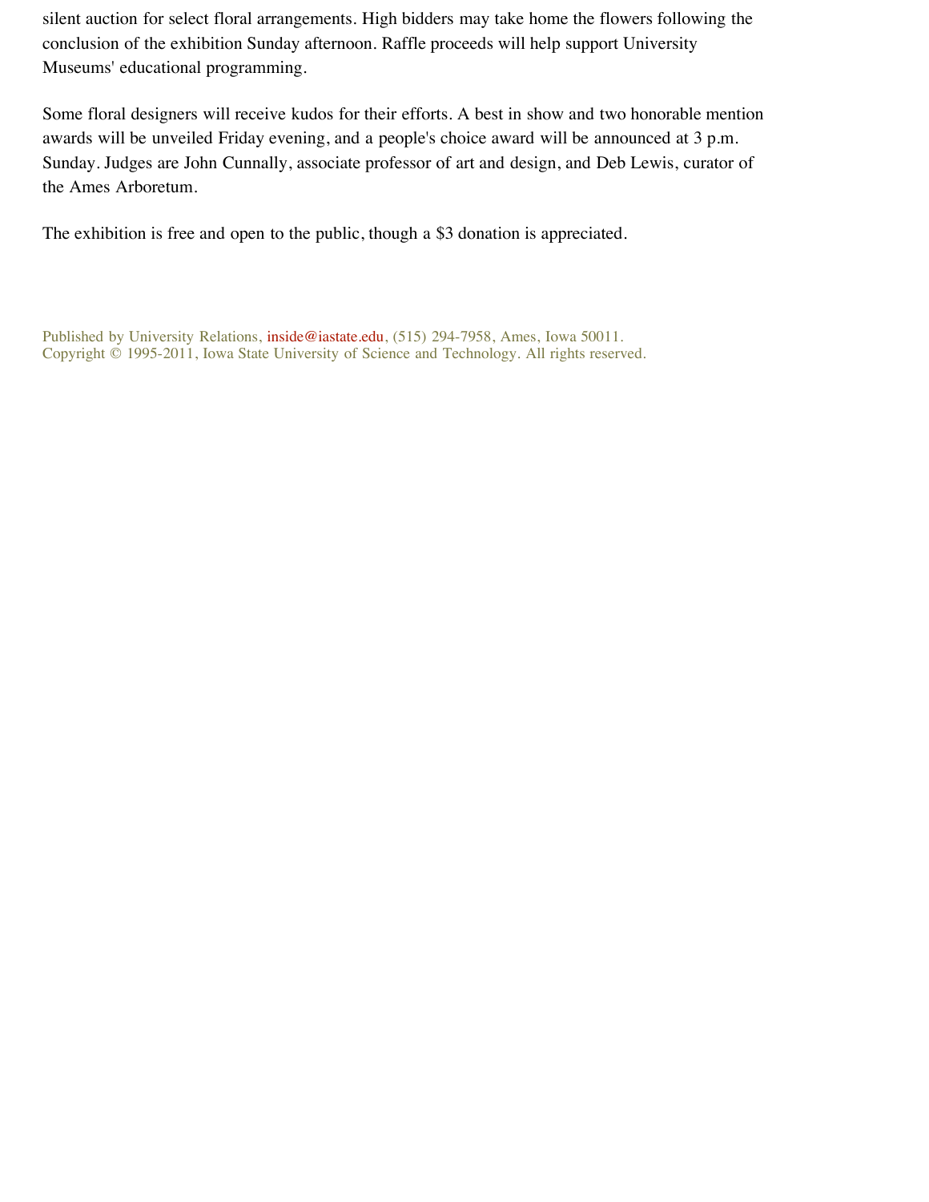silent auction for select floral arrangements. High bidders may take home the flowers following the conclusion of the exhibition Sunday afternoon. Raffle proceeds will help support University Museums' educational programming.

Some floral designers will receive kudos for their efforts. A best in show and two honorable mention awards will be unveiled Friday evening, and a people's choice award will be announced at 3 p.m. Sunday. Judges are John Cunnally, associate professor of art and design, and Deb Lewis, curator of the Ames Arboretum.

The exhibition is free and open to the public, though a $3 donation is appreciated.

Published by University Relations, inside@iastate.edu, (515) 294-7958, Ames, Iowa 50011.
Copyright © 1995-2011, Iowa State University of Science and Technology. All rights reserved.